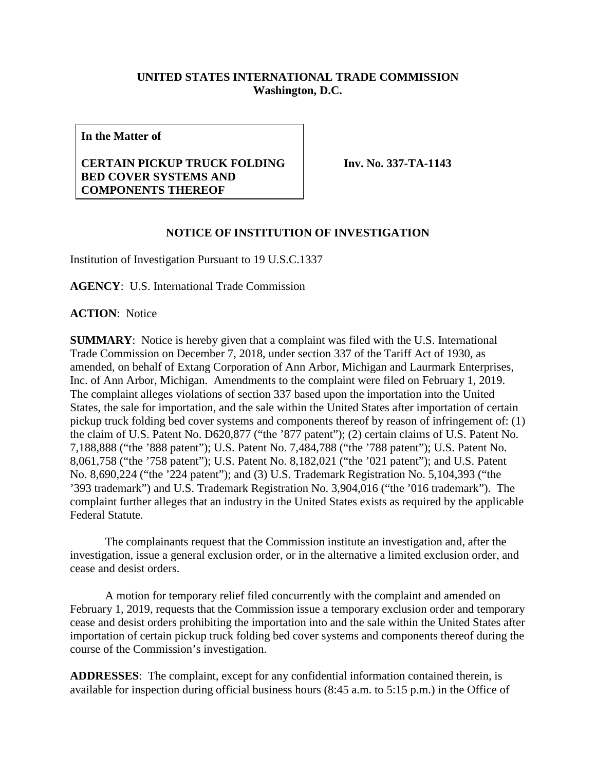**UNITED STATES INTERNATIONAL TRADE COMMISSION**
**Washington, D.C.**

**In the Matter of**

**CERTAIN PICKUP TRUCK FOLDING BED COVER SYSTEMS AND COMPONENTS THEREOF**

**Inv. No. 337-TA-1143**

**NOTICE OF INSTITUTION OF INVESTIGATION**

Institution of Investigation Pursuant to 19 U.S.C.1337

**AGENCY**: U.S. International Trade Commission

**ACTION**: Notice

**SUMMARY**: Notice is hereby given that a complaint was filed with the U.S. International Trade Commission on December 7, 2018, under section 337 of the Tariff Act of 1930, as amended, on behalf of Extang Corporation of Ann Arbor, Michigan and Laurmark Enterprises, Inc. of Ann Arbor, Michigan. Amendments to the complaint were filed on February 1, 2019. The complaint alleges violations of section 337 based upon the importation into the United States, the sale for importation, and the sale within the United States after importation of certain pickup truck folding bed cover systems and components thereof by reason of infringement of: (1) the claim of U.S. Patent No. D620,877 ("the '877 patent"); (2) certain claims of U.S. Patent No. 7,188,888 ("the '888 patent"); U.S. Patent No. 7,484,788 ("the '788 patent"); U.S. Patent No. 8,061,758 ("the '758 patent"); U.S. Patent No. 8,182,021 ("the '021 patent"); and U.S. Patent No. 8,690,224 ("the '224 patent"); and (3) U.S. Trademark Registration No. 5,104,393 ("the '393 trademark") and U.S. Trademark Registration No. 3,904,016 ("the '016 trademark"). The complaint further alleges that an industry in the United States exists as required by the applicable Federal Statute.

The complainants request that the Commission institute an investigation and, after the investigation, issue a general exclusion order, or in the alternative a limited exclusion order, and cease and desist orders.

A motion for temporary relief filed concurrently with the complaint and amended on February 1, 2019, requests that the Commission issue a temporary exclusion order and temporary cease and desist orders prohibiting the importation into and the sale within the United States after importation of certain pickup truck folding bed cover systems and components thereof during the course of the Commission's investigation.

**ADDRESSES**: The complaint, except for any confidential information contained therein, is available for inspection during official business hours (8:45 a.m. to 5:15 p.m.) in the Office of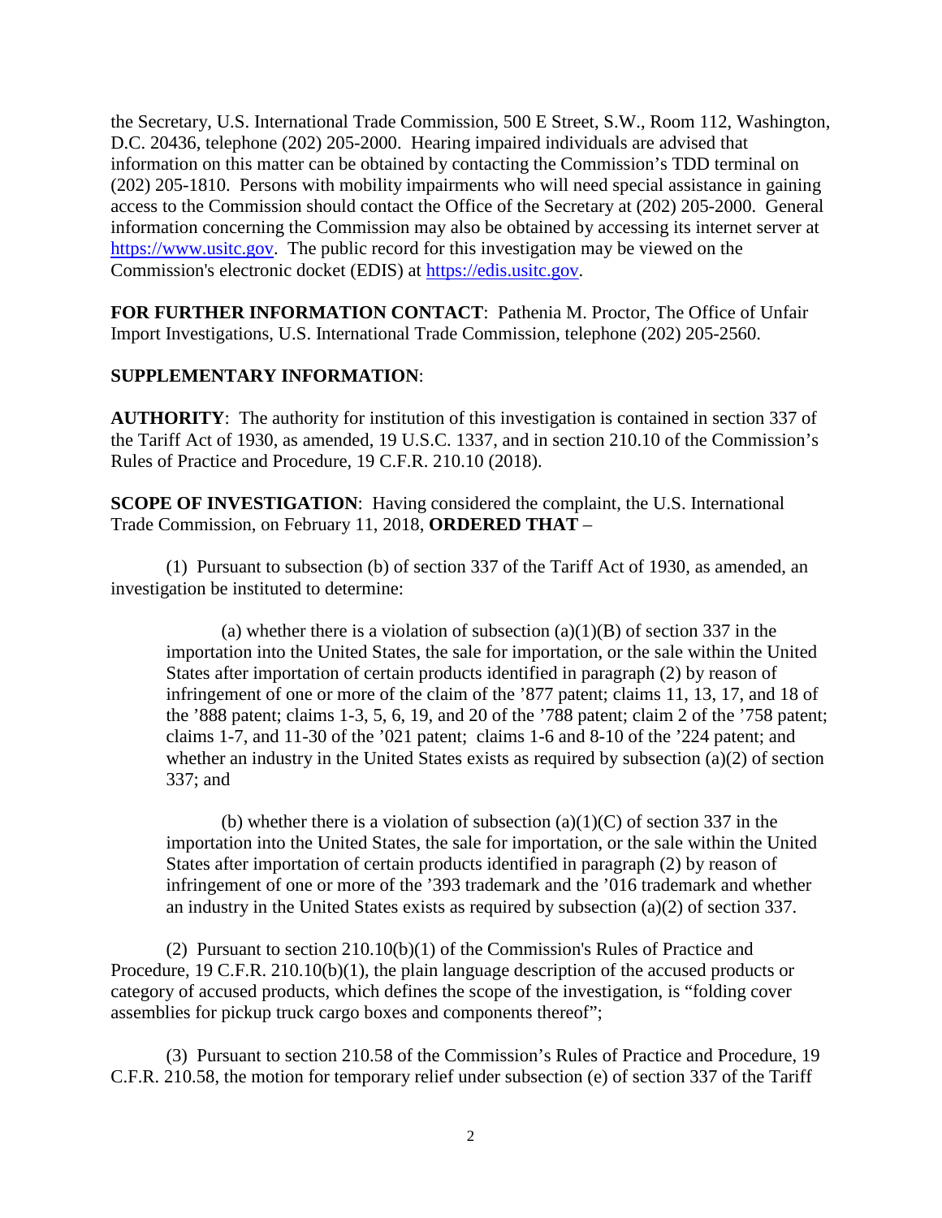the Secretary, U.S. International Trade Commission, 500 E Street, S.W., Room 112, Washington, D.C. 20436, telephone (202) 205-2000. Hearing impaired individuals are advised that information on this matter can be obtained by contacting the Commission's TDD terminal on (202) 205-1810. Persons with mobility impairments who will need special assistance in gaining access to the Commission should contact the Office of the Secretary at (202) 205-2000. General information concerning the Commission may also be obtained by accessing its internet server at https://www.usitc.gov. The public record for this investigation may be viewed on the Commission's electronic docket (EDIS) at https://edis.usitc.gov.

**FOR FURTHER INFORMATION CONTACT**: Pathenia M. Proctor, The Office of Unfair Import Investigations, U.S. International Trade Commission, telephone (202) 205-2560.

**SUPPLEMENTARY INFORMATION**:

**AUTHORITY**: The authority for institution of this investigation is contained in section 337 of the Tariff Act of 1930, as amended, 19 U.S.C. 1337, and in section 210.10 of the Commission's Rules of Practice and Procedure, 19 C.F.R. 210.10 (2018).

**SCOPE OF INVESTIGATION**: Having considered the complaint, the U.S. International Trade Commission, on February 11, 2018, **ORDERED THAT** –

(1) Pursuant to subsection (b) of section 337 of the Tariff Act of 1930, as amended, an investigation be instituted to determine:

(a) whether there is a violation of subsection (a)(1)(B) of section 337 in the importation into the United States, the sale for importation, or the sale within the United States after importation of certain products identified in paragraph (2) by reason of infringement of one or more of the claim of the '877 patent; claims 11, 13, 17, and 18 of the '888 patent; claims 1-3, 5, 6, 19, and 20 of the '788 patent; claim 2 of the '758 patent; claims 1-7, and 11-30 of the '021 patent; claims 1-6 and 8-10 of the '224 patent; and whether an industry in the United States exists as required by subsection (a)(2) of section 337; and

(b) whether there is a violation of subsection (a)(1)(C) of section 337 in the importation into the United States, the sale for importation, or the sale within the United States after importation of certain products identified in paragraph (2) by reason of infringement of one or more of the '393 trademark and the '016 trademark and whether an industry in the United States exists as required by subsection (a)(2) of section 337.

(2) Pursuant to section 210.10(b)(1) of the Commission's Rules of Practice and Procedure, 19 C.F.R. 210.10(b)(1), the plain language description of the accused products or category of accused products, which defines the scope of the investigation, is "folding cover assemblies for pickup truck cargo boxes and components thereof";

(3) Pursuant to section 210.58 of the Commission's Rules of Practice and Procedure, 19 C.F.R. 210.58, the motion for temporary relief under subsection (e) of section 337 of the Tariff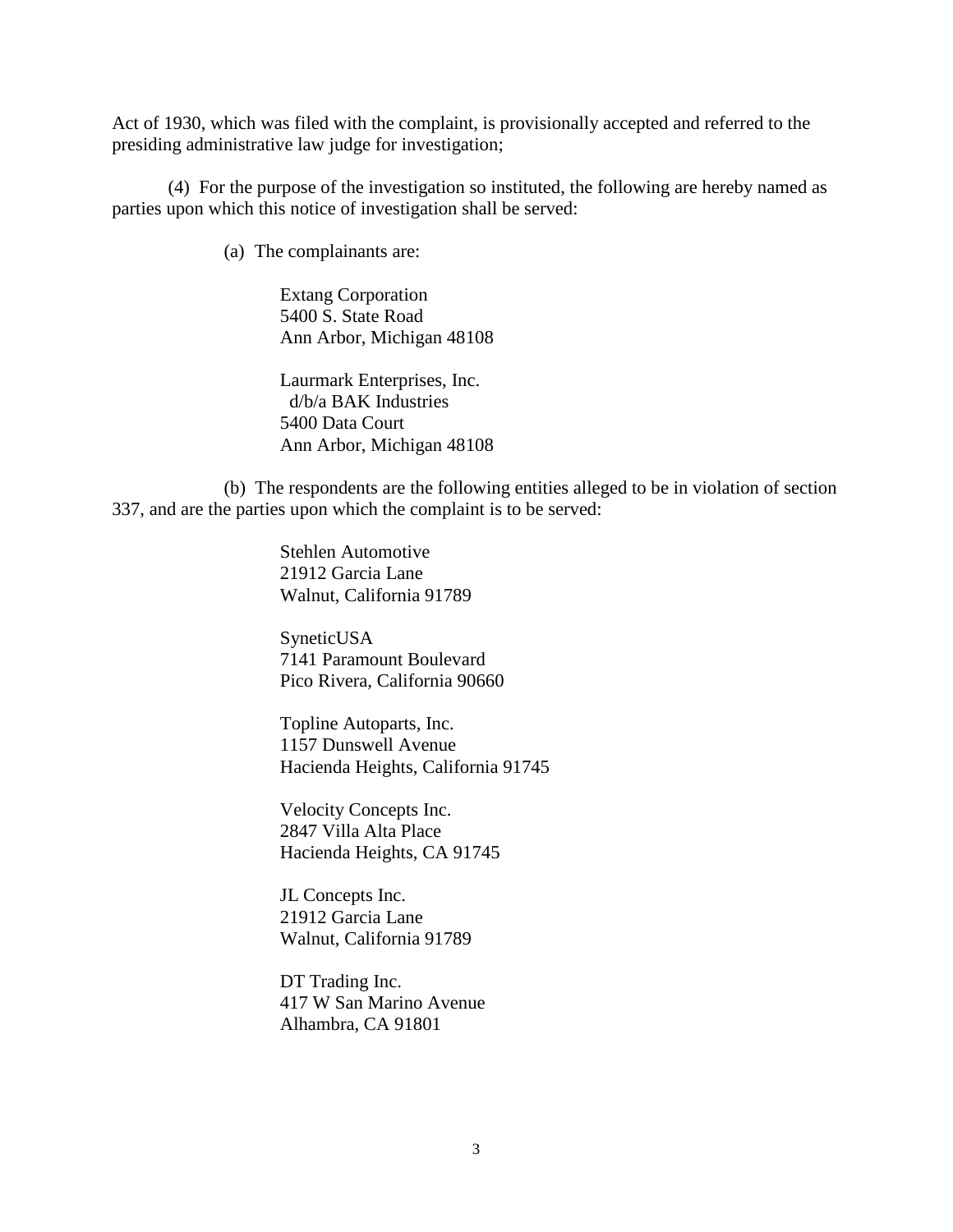Act of 1930, which was filed with the complaint, is provisionally accepted and referred to the presiding administrative law judge for investigation;

(4) For the purpose of the investigation so instituted, the following are hereby named as parties upon which this notice of investigation shall be served:

(a) The complainants are:

Extang Corporation
5400 S. State Road
Ann Arbor, Michigan 48108

Laurmark Enterprises, Inc.
d/b/a BAK Industries
5400 Data Court
Ann Arbor, Michigan 48108

(b) The respondents are the following entities alleged to be in violation of section 337, and are the parties upon which the complaint is to be served:

Stehlen Automotive
21912 Garcia Lane
Walnut, California 91789

SyneticUSA
7141 Paramount Boulevard
Pico Rivera, California 90660

Topline Autoparts, Inc.
1157 Dunswell Avenue
Hacienda Heights, California 91745

Velocity Concepts Inc.
2847 Villa Alta Place
Hacienda Heights, CA 91745

JL Concepts Inc.
21912 Garcia Lane
Walnut, California 91789

DT Trading Inc.
417 W San Marino Avenue
Alhambra, CA 91801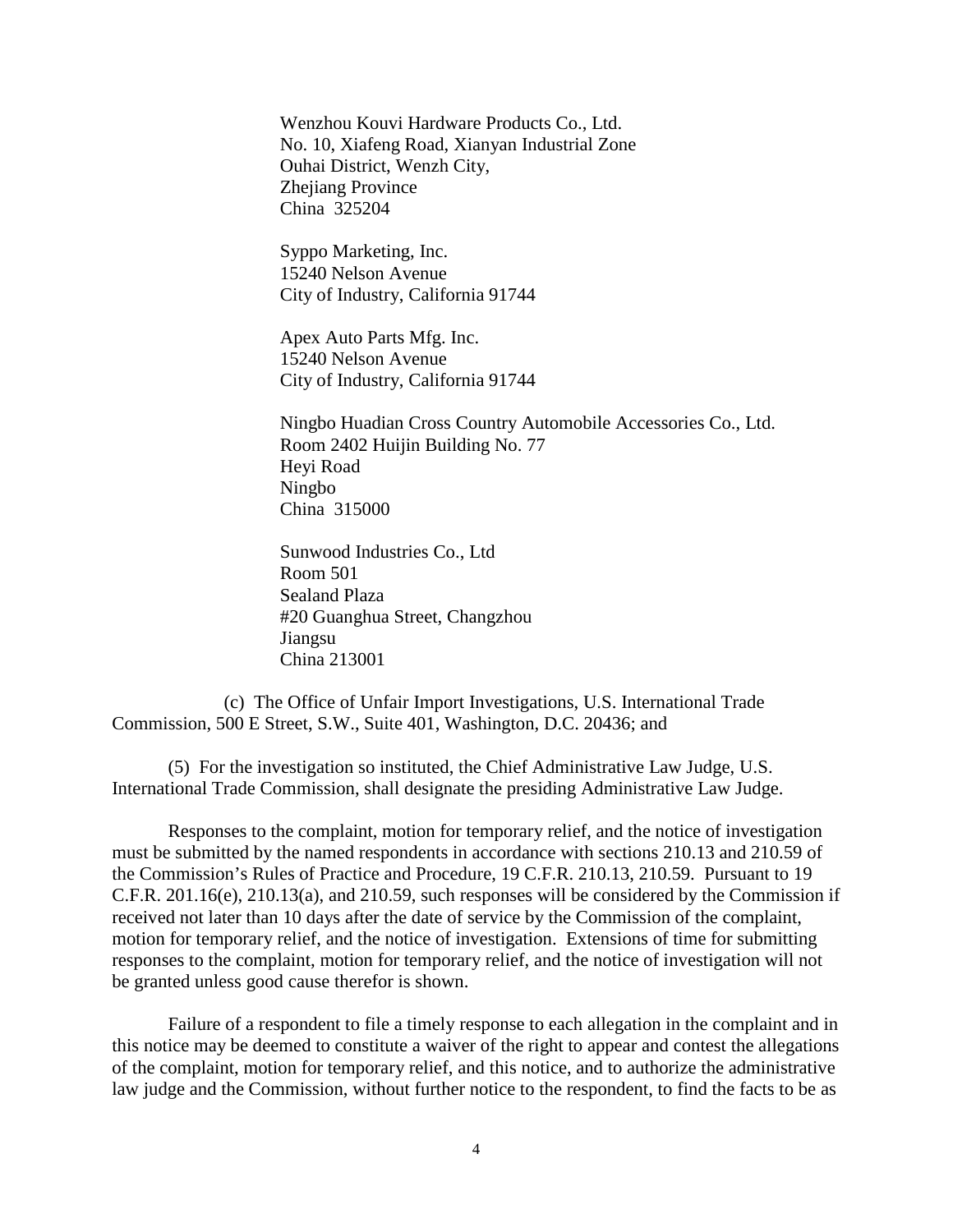Wenzhou Kouvi Hardware Products Co., Ltd.
No. 10, Xiafeng Road, Xianyan Industrial Zone
Ouhai District, Wenzh City,
Zhejiang Province
China 325204

Syppo Marketing, Inc.
15240 Nelson Avenue
City of Industry, California 91744

Apex Auto Parts Mfg. Inc.
15240 Nelson Avenue
City of Industry, California 91744

Ningbo Huadian Cross Country Automobile Accessories Co., Ltd.
Room 2402 Huijin Building No. 77
Heyi Road
Ningbo
China 315000

Sunwood Industries Co., Ltd
Room 501
Sealand Plaza
#20 Guanghua Street, Changzhou
Jiangsu
China 213001

(c) The Office of Unfair Import Investigations, U.S. International Trade Commission, 500 E Street, S.W., Suite 401, Washington, D.C. 20436; and

(5) For the investigation so instituted, the Chief Administrative Law Judge, U.S. International Trade Commission, shall designate the presiding Administrative Law Judge.

Responses to the complaint, motion for temporary relief, and the notice of investigation must be submitted by the named respondents in accordance with sections 210.13 and 210.59 of the Commission's Rules of Practice and Procedure, 19 C.F.R. 210.13, 210.59. Pursuant to 19 C.F.R. 201.16(e), 210.13(a), and 210.59, such responses will be considered by the Commission if received not later than 10 days after the date of service by the Commission of the complaint, motion for temporary relief, and the notice of investigation. Extensions of time for submitting responses to the complaint, motion for temporary relief, and the notice of investigation will not be granted unless good cause therefor is shown.

Failure of a respondent to file a timely response to each allegation in the complaint and in this notice may be deemed to constitute a waiver of the right to appear and contest the allegations of the complaint, motion for temporary relief, and this notice, and to authorize the administrative law judge and the Commission, without further notice to the respondent, to find the facts to be as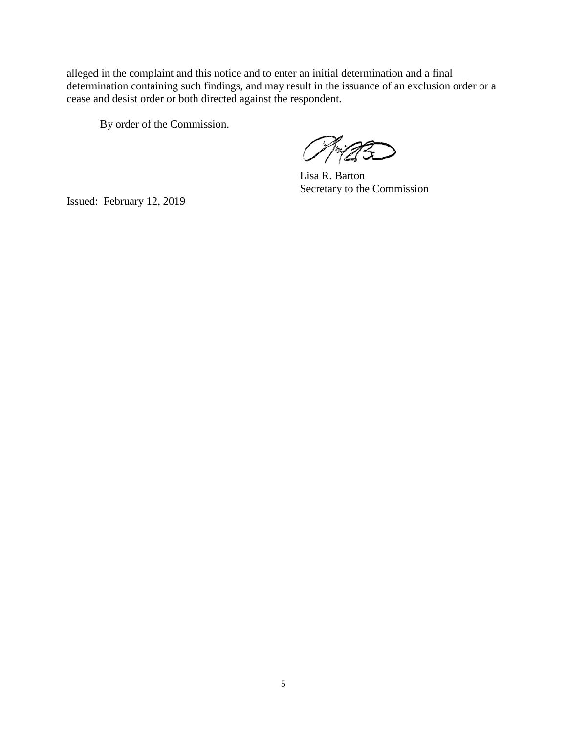alleged in the complaint and this notice and to enter an initial determination and a final determination containing such findings, and may result in the issuance of an exclusion order or a cease and desist order or both directed against the respondent.

By order of the Commission.

Lisa R. Barton
Secretary to the Commission

Issued: February 12, 2019